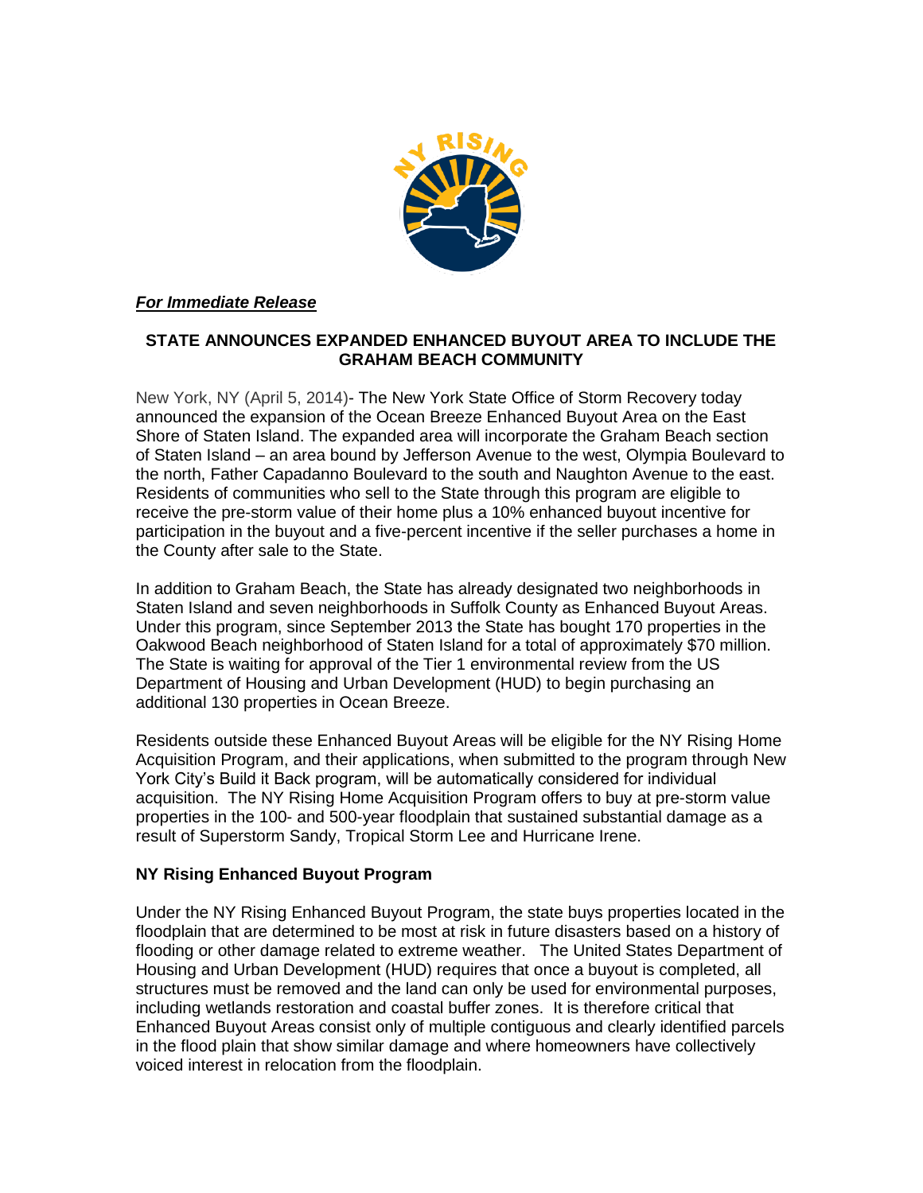***For Immediate Release***

**STATE ANNOUNCES EXPANDED ENHANCED BUYOUT AREA TO INCLUDE THE GRAHAM BEACH COMMUNITY**

New York, NY (April 5, 2014)- The New York State Office of Storm Recovery today announced the expansion of the Ocean Breeze Enhanced Buyout Area on the East Shore of Staten Island. The expanded area will incorporate the Graham Beach section of Staten Island – an area bound by Jefferson Avenue to the west, Olympia Boulevard to the north, Father Capadanno Boulevard to the south and Naughton Avenue to the east. Residents of communities who sell to the State through this program are eligible to receive the pre-storm value of their home plus a 10% enhanced buyout incentive for participation in the buyout and a five-percent incentive if the seller purchases a home in the County after sale to the State.

In addition to Graham Beach, the State has already designated two neighborhoods in Staten Island and seven neighborhoods in Suffolk County as Enhanced Buyout Areas. Under this program, since September 2013 the State has bought 170 properties in the Oakwood Beach neighborhood of Staten Island for a total of approximately $70 million. The State is waiting for approval of the Tier 1 environmental review from the US Department of Housing and Urban Development (HUD) to begin purchasing an additional 130 properties in Ocean Breeze.

Residents outside these Enhanced Buyout Areas will be eligible for the NY Rising Home Acquisition Program, and their applications, when submitted to the program through New York City's Build it Back program, will be automatically considered for individual acquisition. The NY Rising Home Acquisition Program offers to buy at pre-storm value properties in the 100- and 500-year floodplain that sustained substantial damage as a result of Superstorm Sandy, Tropical Storm Lee and Hurricane Irene.

**NY Rising Enhanced Buyout Program**

Under the NY Rising Enhanced Buyout Program, the state buys properties located in the floodplain that are determined to be most at risk in future disasters based on a history of flooding or other damage related to extreme weather. The United States Department of Housing and Urban Development (HUD) requires that once a buyout is completed, all structures must be removed and the land can only be used for environmental purposes, including wetlands restoration and coastal buffer zones. It is therefore critical that Enhanced Buyout Areas consist only of multiple contiguous and clearly identified parcels in the flood plain that show similar damage and where homeowners have collectively voiced interest in relocation from the floodplain.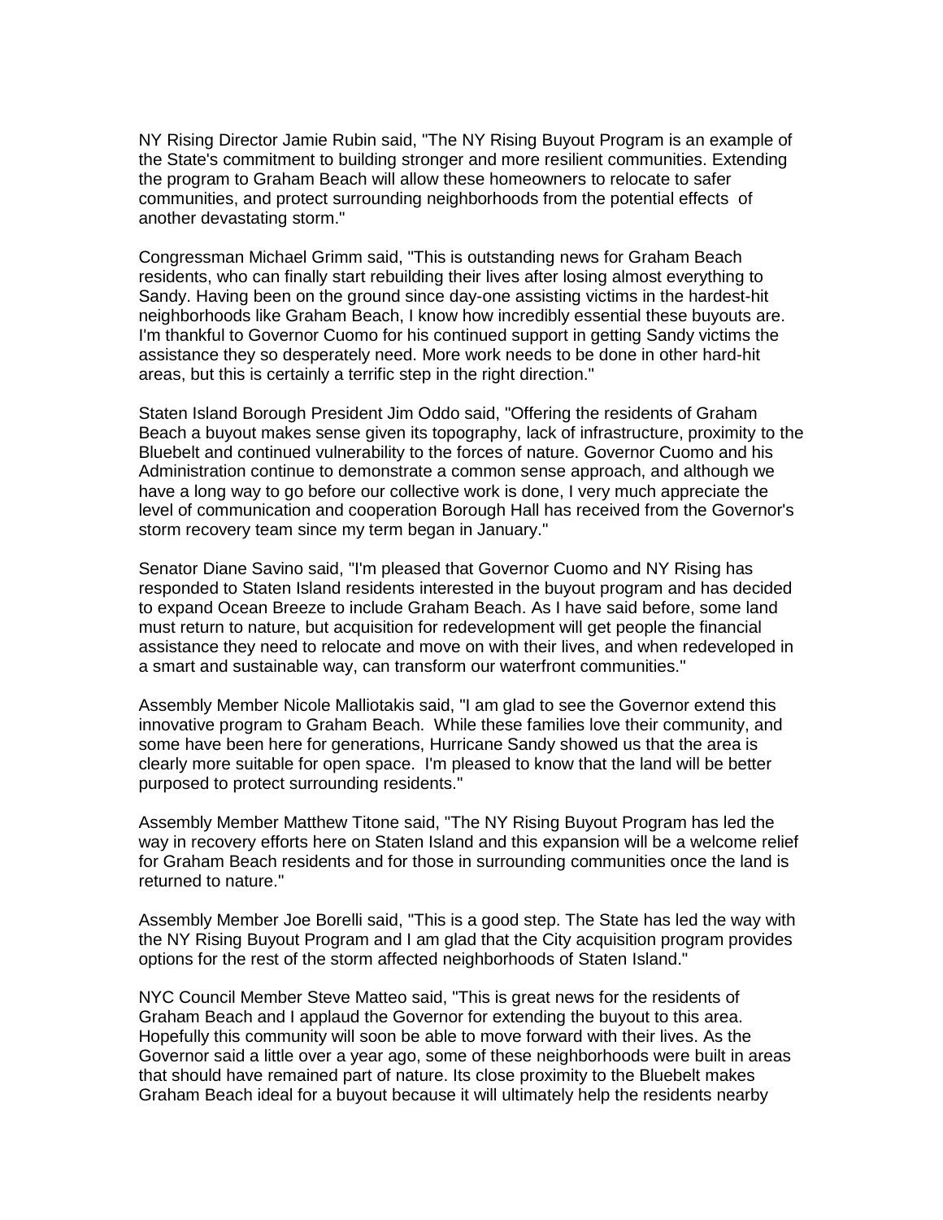NY Rising Director Jamie Rubin said, "The NY Rising Buyout Program is an example of the State's commitment to building stronger and more resilient communities. Extending the program to Graham Beach will allow these homeowners to relocate to safer communities, and protect surrounding neighborhoods from the potential effects of another devastating storm."

Congressman Michael Grimm said, "This is outstanding news for Graham Beach residents, who can finally start rebuilding their lives after losing almost everything to Sandy. Having been on the ground since day-one assisting victims in the hardest-hit neighborhoods like Graham Beach, I know how incredibly essential these buyouts are. I'm thankful to Governor Cuomo for his continued support in getting Sandy victims the assistance they so desperately need. More work needs to be done in other hard-hit areas, but this is certainly a terrific step in the right direction."

Staten Island Borough President Jim Oddo said, "Offering the residents of Graham Beach a buyout makes sense given its topography, lack of infrastructure, proximity to the Bluebelt and continued vulnerability to the forces of nature. Governor Cuomo and his Administration continue to demonstrate a common sense approach, and although we have a long way to go before our collective work is done, I very much appreciate the level of communication and cooperation Borough Hall has received from the Governor's storm recovery team since my term began in January."

Senator Diane Savino said, "I'm pleased that Governor Cuomo and NY Rising has responded to Staten Island residents interested in the buyout program and has decided to expand Ocean Breeze to include Graham Beach. As I have said before, some land must return to nature, but acquisition for redevelopment will get people the financial assistance they need to relocate and move on with their lives, and when redeveloped in a smart and sustainable way, can transform our waterfront communities."

Assembly Member Nicole Malliotakis said, "I am glad to see the Governor extend this innovative program to Graham Beach. While these families love their community, and some have been here for generations, Hurricane Sandy showed us that the area is clearly more suitable for open space. I'm pleased to know that the land will be better purposed to protect surrounding residents."

Assembly Member Matthew Titone said, "The NY Rising Buyout Program has led the way in recovery efforts here on Staten Island and this expansion will be a welcome relief for Graham Beach residents and for those in surrounding communities once the land is returned to nature."

Assembly Member Joe Borelli said, "This is a good step. The State has led the way with the NY Rising Buyout Program and I am glad that the City acquisition program provides options for the rest of the storm affected neighborhoods of Staten Island."

NYC Council Member Steve Matteo said, "This is great news for the residents of Graham Beach and I applaud the Governor for extending the buyout to this area. Hopefully this community will soon be able to move forward with their lives. As the Governor said a little over a year ago, some of these neighborhoods were built in areas that should have remained part of nature. Its close proximity to the Bluebelt makes Graham Beach ideal for a buyout because it will ultimately help the residents nearby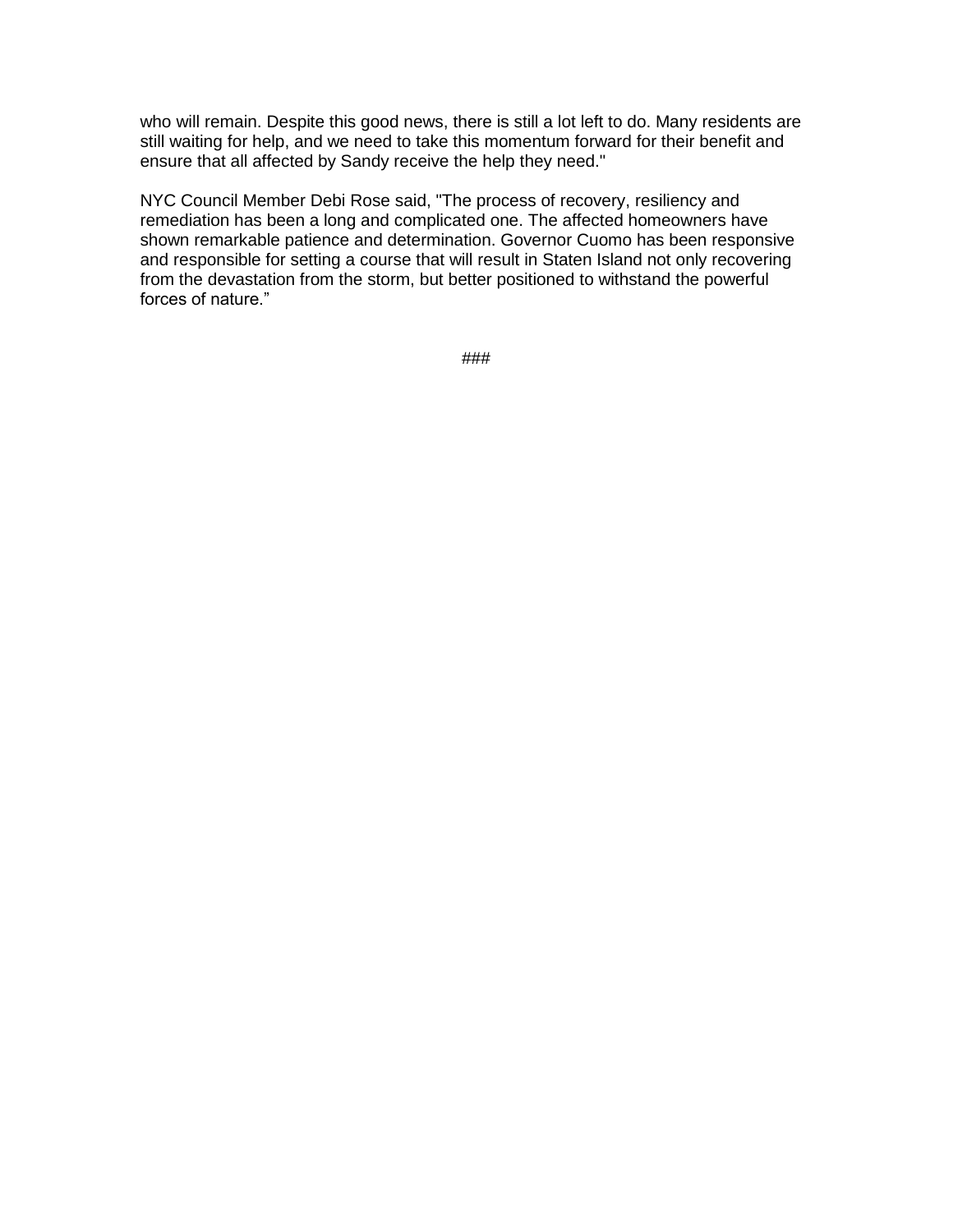who will remain. Despite this good news, there is still a lot left to do. Many residents are still waiting for help, and we need to take this momentum forward for their benefit and ensure that all affected by Sandy receive the help they need."

NYC Council Member Debi Rose said, "The process of recovery, resiliency and remediation has been a long and complicated one. The affected homeowners have shown remarkable patience and determination. Governor Cuomo has been responsive and responsible for setting a course that will result in Staten Island not only recovering from the devastation from the storm, but better positioned to withstand the powerful forces of nature."

###